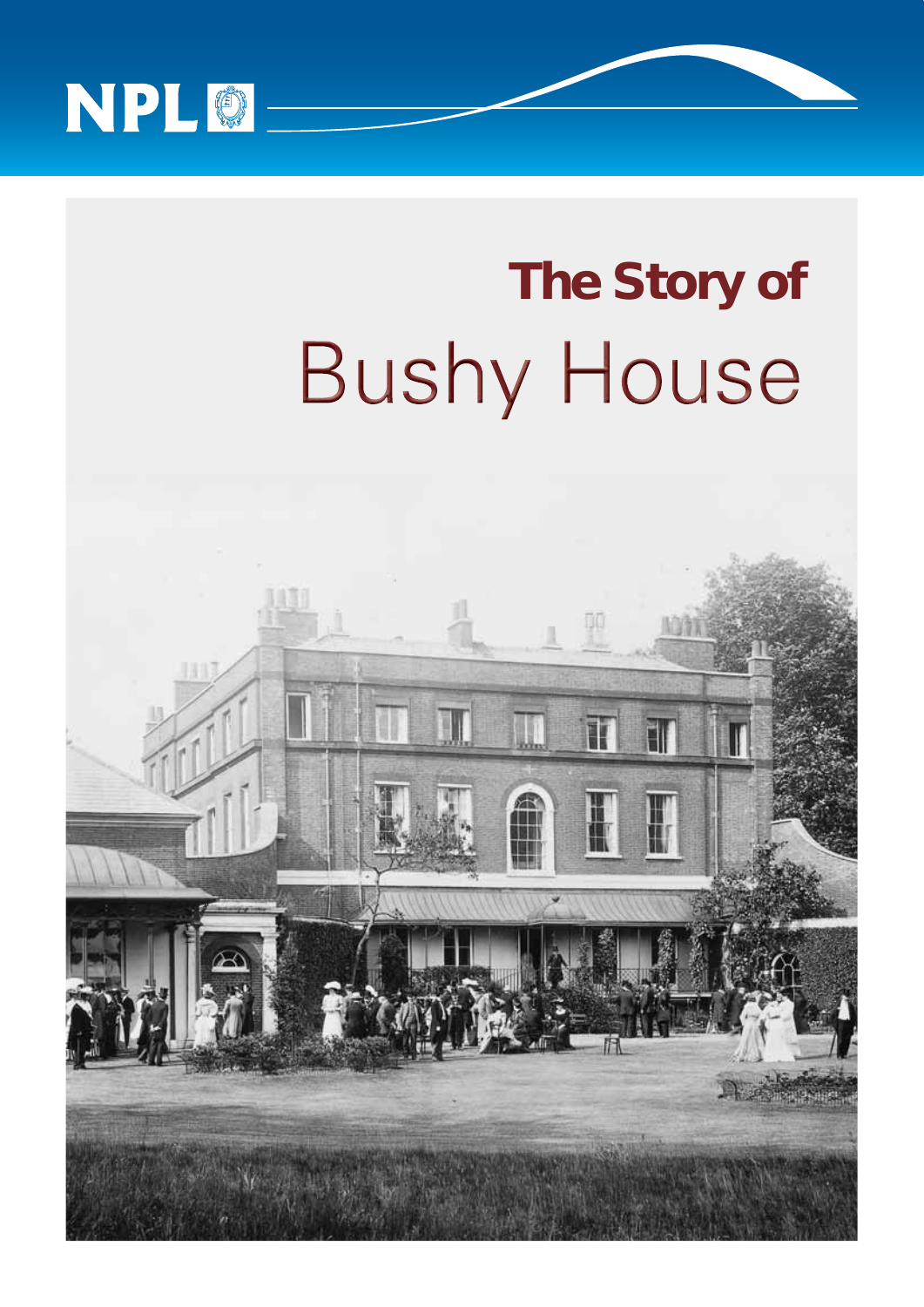NPL

# The Story of Bushy House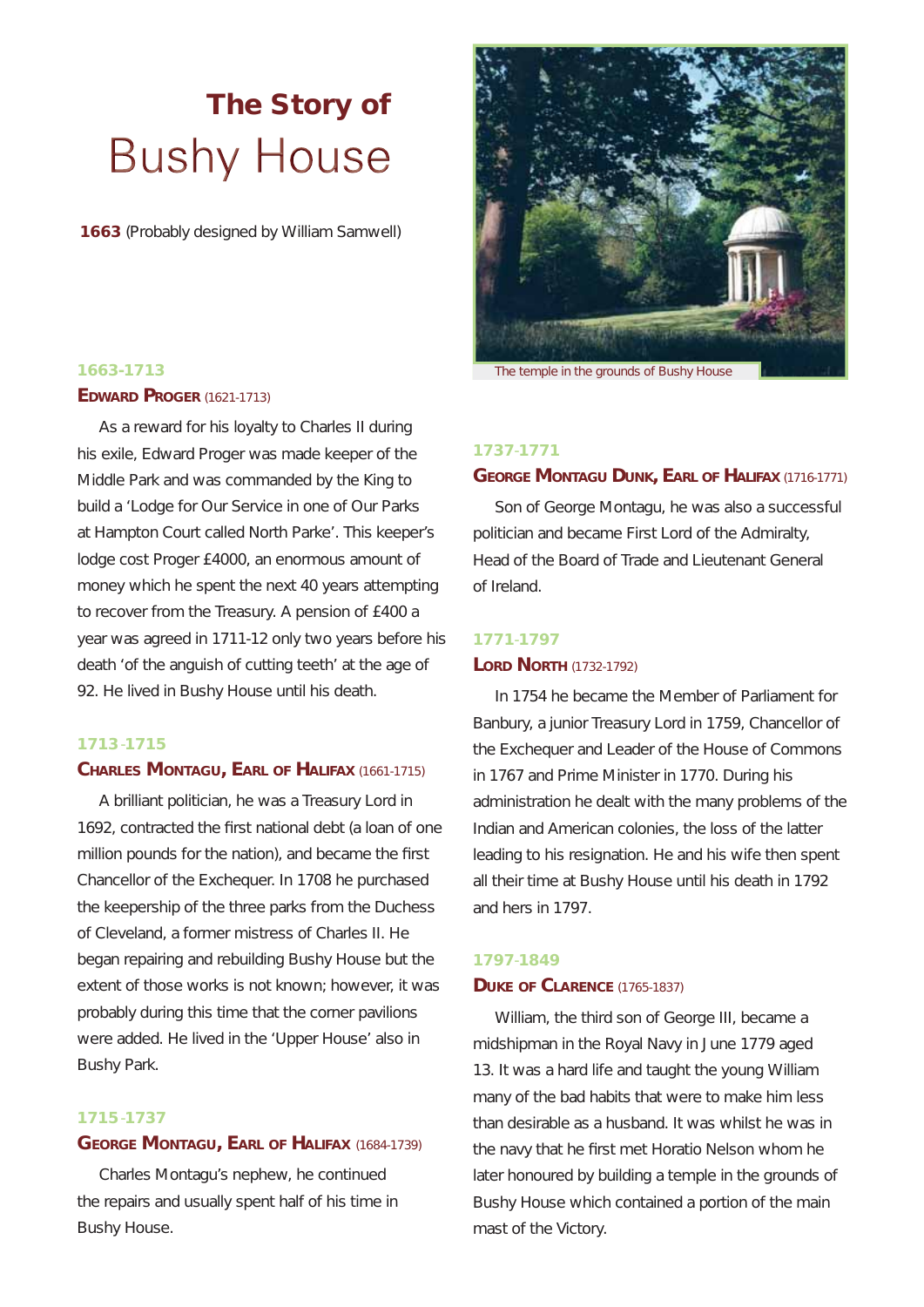# The Story of Bushy House

**1663** (Probably designed by William Samwell)

The temple in the grounds of Bushy House

### 1663-1713

**Edward Proger** (1621-1713)

As a reward for his loyalty to Charles II during his exile, Edward Proger was made keeper of the Middle Park and was commanded by the King to build a 'Lodge for Our Service in one of Our Parks at Hampton Court called North Parke'. This keeper's lodge cost Proger £4000, an enormous amount of money which he spent the next 40 years attempting to recover from the Treasury. A pension of £400 a year was agreed in 1711-12 only two years before his death 'of the anguish of cutting teeth' at the age of 92. He lived in Bushy House until his death.

### 1713-1715

**Charles Montagu, Earl of Halifax** (1661-1715)

A brilliant politician, he was a Treasury Lord in 1692, contracted the first national debt (a loan of one million pounds for the nation), and became the first Chancellor of the Exchequer. In 1708 he purchased the keepership of the three parks from the Duchess of Cleveland, a former mistress of Charles II. He began repairing and rebuilding Bushy House but the extent of those works is not known; however, it was probably during this time that the corner pavilions were added. He lived in the 'Upper House' also in Bushy Park.

### 1715-1737

**George Montagu, Earl of Halifax** (1684-1739)

Charles Montagu's nephew, he continued the repairs and usually spent half of his time in Bushy House.

### 1737-1771

**George Montagu Dunk, Earl of Halifax** (1716-1771)

Son of George Montagu, he was also a successful politician and became First Lord of the Admiralty, Head of the Board of Trade and Lieutenant General of Ireland.

### 1771-1797

**Lord North** (1732-1792)

In 1754 he became the Member of Parliament for Banbury, a junior Treasury Lord in 1759, Chancellor of the Exchequer and Leader of the House of Commons in 1767 and Prime Minister in 1770. During his administration he dealt with the many problems of the Indian and American colonies, the loss of the latter leading to his resignation. He and his wife then spent all their time at Bushy House until his death in 1792 and hers in 1797.

### 1797-1849

**Duke of Clarence** (1765-1837)

William, the third son of George III, became a midshipman in the Royal Navy in June 1779 aged 13. It was a hard life and taught the young William many of the bad habits that were to make him less than desirable as a husband. It was whilst he was in the navy that he first met Horatio Nelson whom he later honoured by building a temple in the grounds of Bushy House which contained a portion of the main mast of the Victory.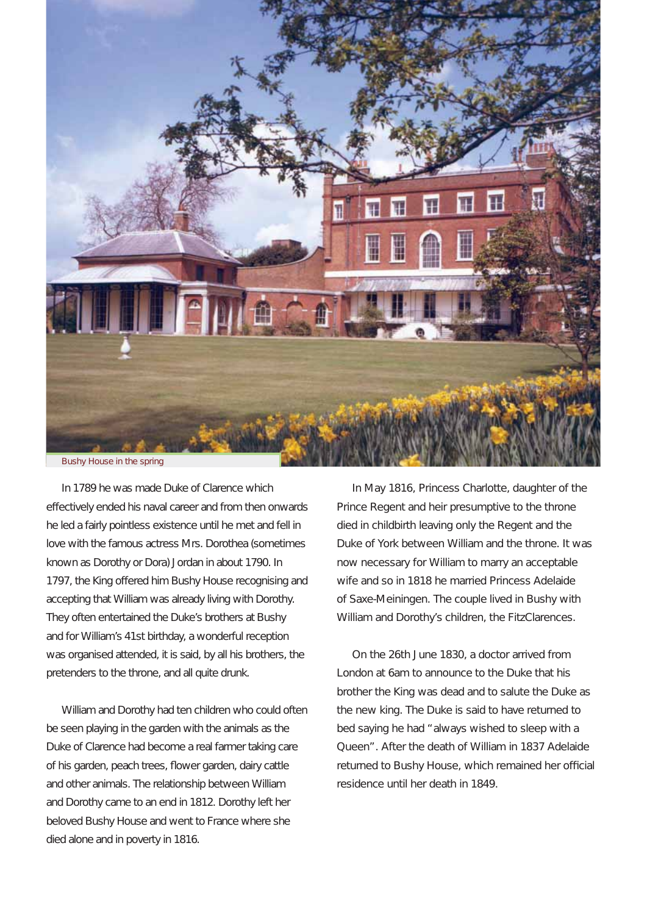Bushy House in the spring

In 1789 he was made Duke of Clarence which effectively ended his naval career and from then onwards he led a fairly pointless existence until he met and fell in love with the famous actress Mrs. Dorothea (sometimes known as Dorothy or Dora) Jordan in about 1790. In 1797, the King offered him Bushy House recognising and accepting that William was already living with Dorothy. They often entertained the Duke's brothers at Bushy and for William's 41st birthday, a wonderful reception was organised attended, it is said, by all his brothers, the pretenders to the throne, and all quite drunk.

William and Dorothy had ten children who could often be seen playing in the garden with the animals as the Duke of Clarence had become a real farmer taking care of his garden, peach trees, flower garden, dairy cattle and other animals. The relationship between William and Dorothy came to an end in 1812. Dorothy left her beloved Bushy House and went to France where she died alone and in poverty in 1816.

In May 1816, Princess Charlotte, daughter of the Prince Regent and heir presumptive to the throne died in childbirth leaving only the Regent and the Duke of York between William and the throne. It was now necessary for William to marry an acceptable wife and so in 1818 he married Princess Adelaide of Saxe-Meiningen. The couple lived in Bushy with William and Dorothy's children, the FitzClarences.

On the 26th June 1830, a doctor arrived from London at 6am to announce to the Duke that his brother the King was dead and to salute the Duke as the new king. The Duke is said to have returned to bed saying he had "always wished to sleep with a Queen". After the death of William in 1837 Adelaide returned to Bushy House, which remained her official residence until her death in 1849.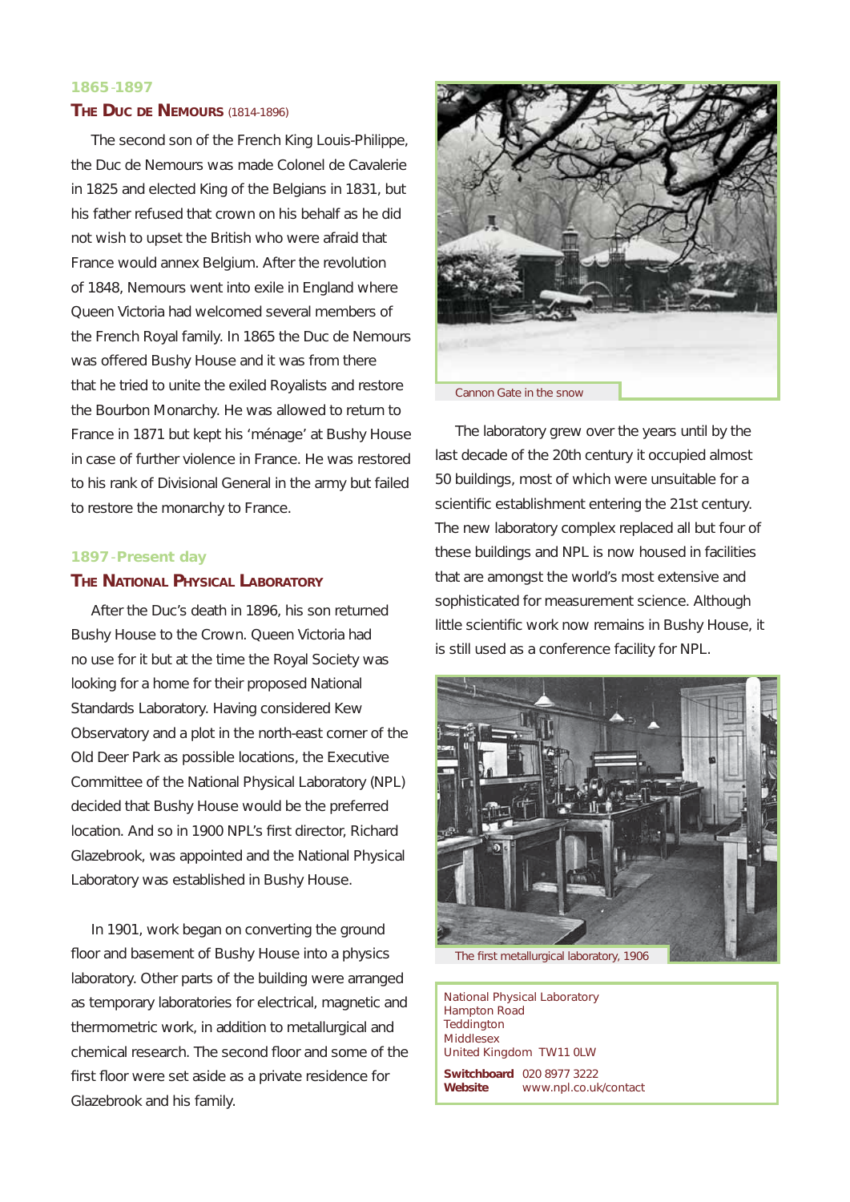1865-1897

## The Duc de Nemours (1814-1896)

The second son of the French King Louis-Philippe, the Duc de Nemours was made Colonel de Cavalerie in 1825 and elected King of the Belgians in 1831, but his father refused that crown on his behalf as he did not wish to upset the British who were afraid that France would annex Belgium. After the revolution of 1848, Nemours went into exile in England where Queen Victoria had welcomed several members of the French Royal family. In 1865 the Duc de Nemours was offered Bushy House and it was from there that he tried to unite the exiled Royalists and restore the Bourbon Monarchy. He was allowed to return to France in 1871 but kept his 'ménage' at Bushy House in case of further violence in France. He was restored to his rank of Divisional General in the army but failed to restore the monarchy to France.

1897-Present day

## The National Physical Laboratory

After the Duc's death in 1896, his son returned Bushy House to the Crown. Queen Victoria had no use for it but at the time the Royal Society was looking for a home for their proposed National Standards Laboratory. Having considered Kew Observatory and a plot in the north-east corner of the Old Deer Park as possible locations, the Executive Committee of the National Physical Laboratory (NPL) decided that Bushy House would be the preferred location. And so in 1900 NPL's first director, Richard Glazebrook, was appointed and the National Physical Laboratory was established in Bushy House.

In 1901, work began on converting the ground floor and basement of Bushy House into a physics laboratory. Other parts of the building were arranged as temporary laboratories for electrical, magnetic and thermometric work, in addition to metallurgical and chemical research. The second floor and some of the first floor were set aside as a private residence for Glazebrook and his family.

Cannon Gate in the snow

The laboratory grew over the years until by the last decade of the 20th century it occupied almost 50 buildings, most of which were unsuitable for a scientific establishment entering the 21st century. The new laboratory complex replaced all but four of these buildings and NPL is now housed in facilities that are amongst the world's most extensive and sophisticated for measurement science. Although little scientific work now remains in Bushy House, it is still used as a conference facility for NPL.

The first metallurgical laboratory, 1906

National Physical Laboratory
Hampton Road
Teddington
Middlesex
United Kingdom TW11 0LW

**Switchboard** 020 8977 3222
**Website** www.npl.co.uk/contact